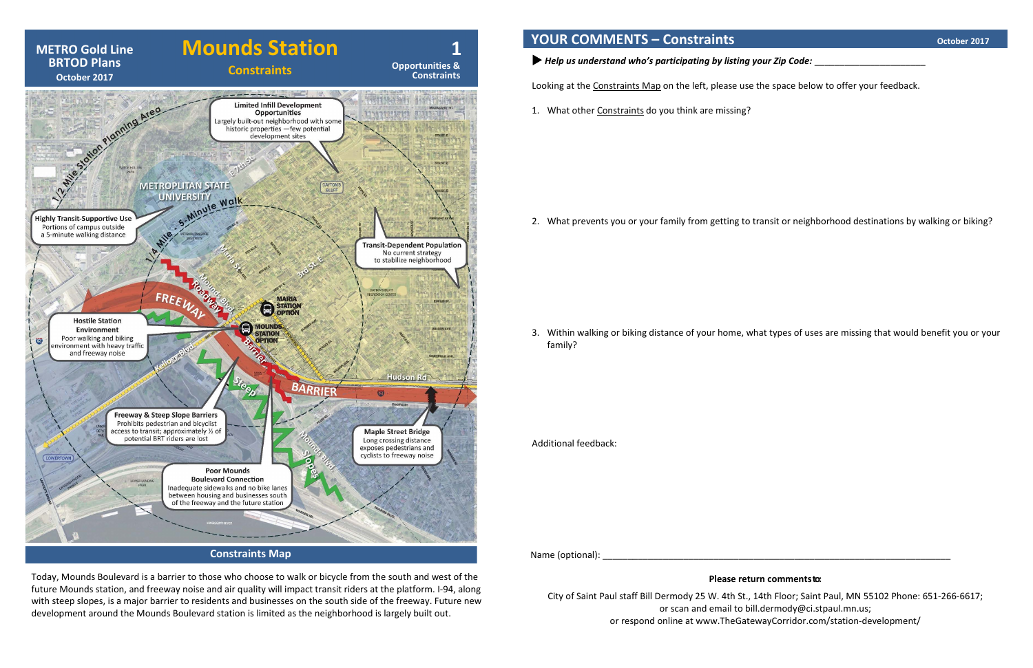# METRO Gold Line BRTOD Plans

October 2017

# Mounds Station

## Constraints

1 Opportunities & Constraints

**Limited Infill Development Opportunities**
Largely built-out neighborhood with some historic properties —few potential development sites

**Highly Transit-Supportive Use**
Portions of campus outside a 5-minute walking distance

**Transit-Dependent Population**
No current strategy to stabilize neighborhood

**Hostile Station Environment**
Poor walking and biking environment with heavy traffic and freeway noise

**Freeway & Steep Slope Barriers**
Prohibits pedestrian and bicyclist access to transit; approximately ½ of potential BRT riders are lost

**Maple Street Bridge**
Long crossing distance exposes pedestrians and cyclists to freeway noise

**Poor Mounds Boulevard Connection**
Inadequate sidewalks and no bike lanes between housing and businesses south of the freeway and the future station

**Constraints Map**

Today, Mounds Boulevard is a barrier to those who choose to walk or bicycle from the south and west of the future Mounds station, and freeway noise and air quality will impact transit riders at the platform. I-94, along with steep slopes, is a major barrier to residents and businesses on the south side of the freeway. Future new development around the Mounds Boulevard station is limited as the neighborhood is largely built out.

## YOUR COMMENTS – Constraints

October 2017

▶ ***Help us understand who's participating by listing your Zip Code:*** ______________________

Looking at the Constraints Map on the left, please use the space below to offer your feedback.

1. What other Constraints do you think are missing?

2. What prevents you or your family from getting to transit or neighborhood destinations by walking or biking?

3. Within walking or biking distance of your home, what types of uses are missing that would benefit you or your family?

Additional feedback:

Name (optional): ______________________________________________________________________

**Please return comments to:**

City of Saint Paul staff Bill Dermody 25 W. 4th St., 14th Floor; Saint Paul, MN 55102 Phone: 651-266-6617;
or scan and email to bill.dermody@ci.stpaul.mn.us;
or respond online at www.TheGatewayCorridor.com/station-development/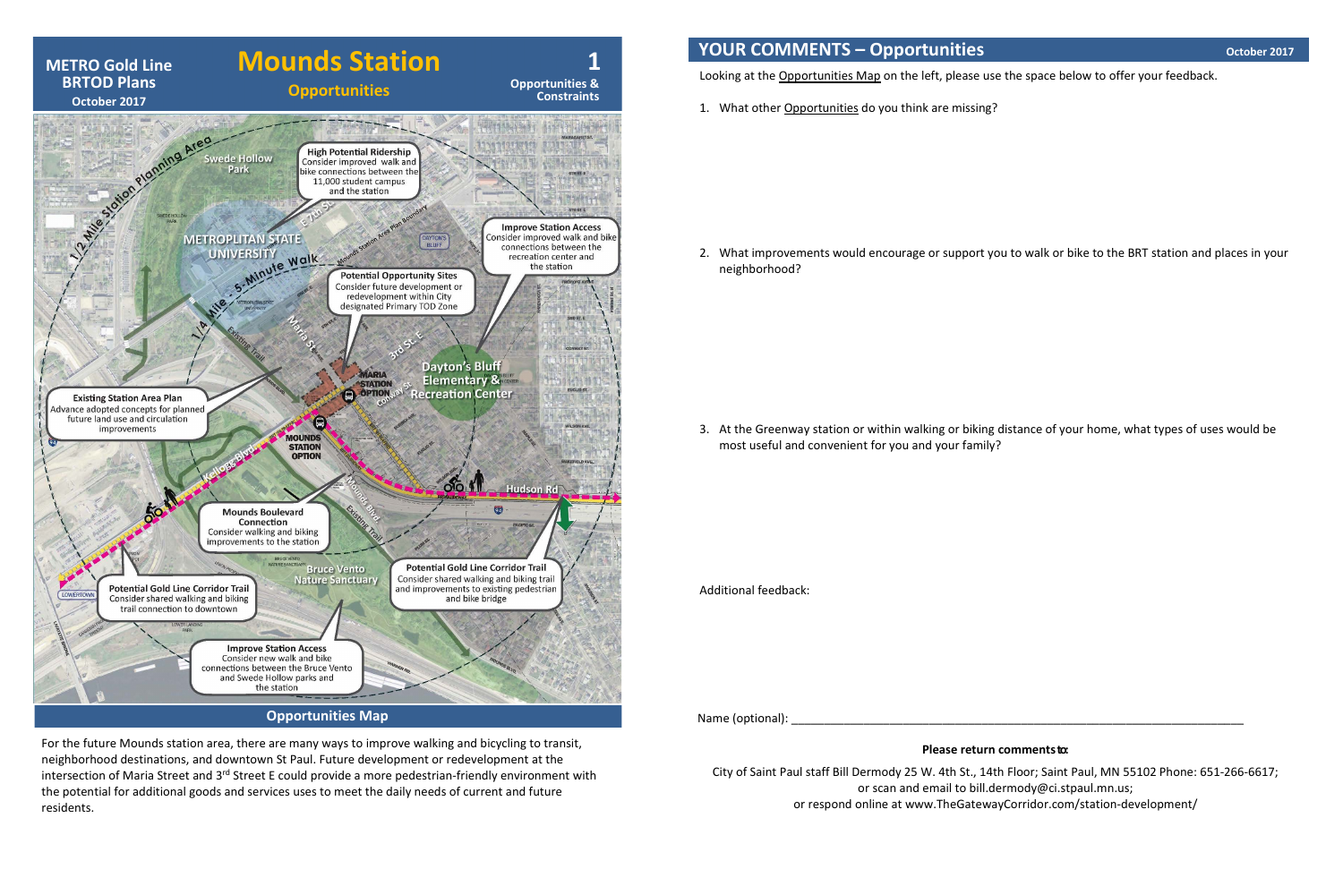# METRO Gold Line BRTOD Plans

October 2017

# Mounds Station

## Opportunities

1

Opportunities & Constraints

Swede Hollow Park

1/2 Mile Station Planning Area

**High Potential Ridership**
Consider improved walk and bike connections between the 11,000 student campus and the station

E 7th St

METROPLITAN STATE UNIVERSITY

1/4 Mile - 5-Minute Walk

Mounds Station Area Plan Boundary

**Improve Station Access**
Consider improved walk and bike connections between the recreation center and the station

**Potential Opportunity Sites**
Consider future development or redevelopment within City designated Primary TOD Zone

Maria St

Existing Trail

3rd St. E

Dayton's Bluff Elementary & Recreation Center

MARIA STATION OPTION

Conway St

**Existing Station Area Plan**
Advance adopted concepts for planned future land use and circulation improvements

MOUNDS STATION OPTION

Kellogg Blvd

Hudson Rd

Mounds Blvd

Existing Trail

**Mounds Boulevard Connection**
Consider walking and biking improvements to the station

Bruce Vento Nature Sanctuary

**Potential Gold Line Corridor Trail**
Consider shared walking and biking trail and improvements to existing pedestrian and bike bridge

LOWERTOWN

**Potential Gold Line Corridor Trail**
Consider shared walking and biking trail connection to downtown

**Improve Station Access**
Consider new walk and bike connections between the Bruce Vento and Swede Hollow parks and the station

### Opportunities Map

For the future Mounds station area, there are many ways to improve walking and bicycling to transit, neighborhood destinations, and downtown St Paul. Future development or redevelopment at the intersection of Maria Street and 3rd Street E could provide a more pedestrian-friendly environment with the potential for additional goods and services uses to meet the daily needs of current and future residents.

## YOUR COMMENTS – Opportunities

October 2017

Looking at the Opportunities Map on the left, please use the space below to offer your feedback.

1. What other Opportunities do you think are missing?

2. What improvements would encourage or support you to walk or bike to the BRT station and places in your neighborhood?

3. At the Greenway station or within walking or biking distance of your home, what types of uses would be most useful and convenient for you and your family?

Additional feedback:

Name (optional): ____________________________________________________________________

**Please return comments to:**

City of Saint Paul staff Bill Dermody 25 W. 4th St., 14th Floor; Saint Paul, MN 55102 Phone: 651-266-6617;
or scan and email to bill.dermody@ci.stpaul.mn.us;
or respond online at www.TheGatewayCorridor.com/station-development/